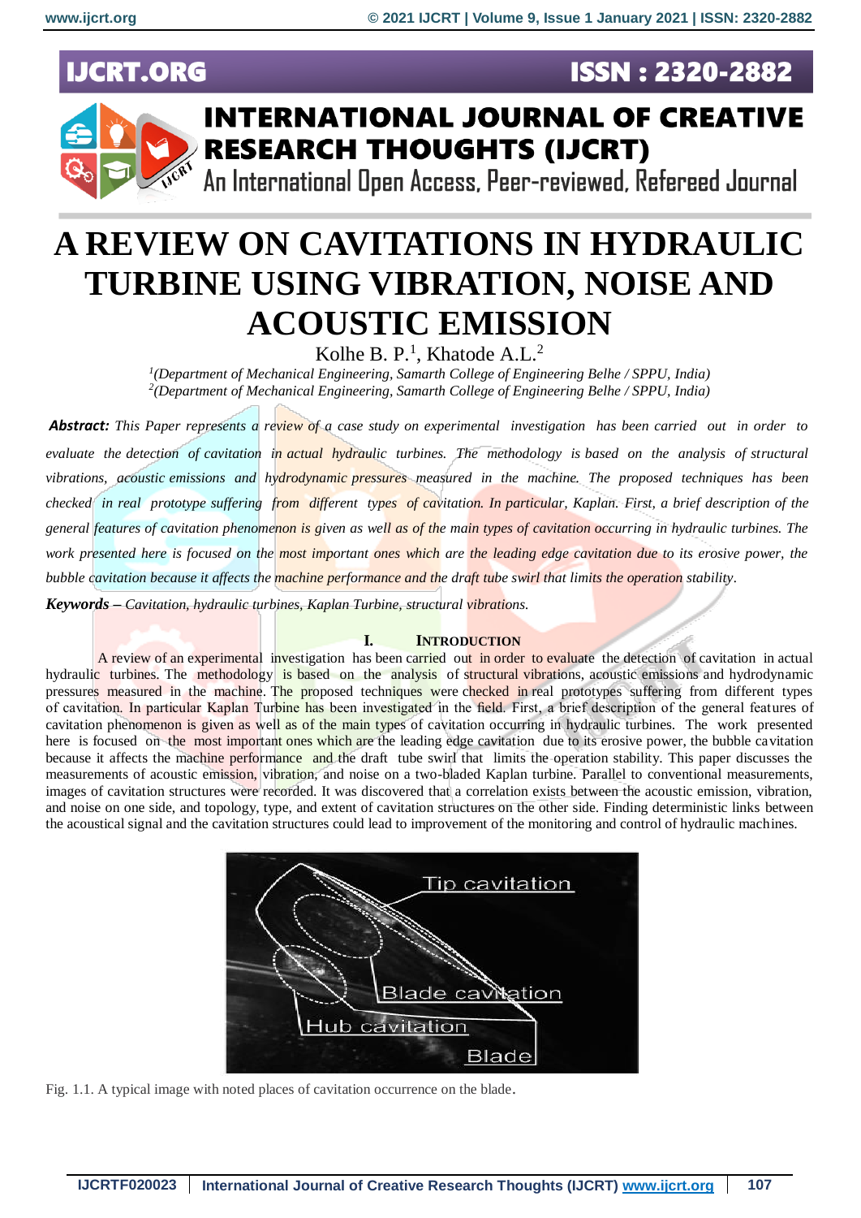# A REVIEW ON CAVITATIONS IN HYDRAULIC TURBINE USING VIBRATION, NOISE AND ACOUSTIC EMISSION

Kolhe B. P.[1], Khatode A.L.[2]

[1](Department of Mechanical Engineering, Samarth College of Engineering Belhe / SPPU, India)
[2](Department of Mechanical Engineering, Samarth College of Engineering Belhe / SPPU, India)

***Abstract:*** *This Paper represents a review of a case study on experimental investigation has been carried out in order to evaluate the detection of cavitation in actual hydraulic turbines. The methodology is based on the analysis of structural vibrations, acoustic emissions and hydrodynamic pressures measured in the machine. The proposed techniques has been checked in real prototype suffering from different types of cavitation. In particular, Kaplan. First, a brief description of the general features of cavitation phenomenon is given as well as of the main types of cavitation occurring in hydraulic turbines. The work presented here is focused on the most important ones which are the leading edge cavitation due to its erosive power, the bubble cavitation because it affects the machine performance and the draft tube swirl that limits the operation stability.*

***Keywords*** *– Cavitation, hydraulic turbines, Kaplan Turbine, structural vibrations.*

## I. INTRODUCTION

A review of an experimental investigation has been carried out in order to evaluate the detection of cavitation in actual hydraulic turbines. The methodology is based on the analysis of structural vibrations, acoustic emissions and hydrodynamic pressures measured in the machine. The proposed techniques were checked in real prototypes suffering from different types of cavitation. In particular Kaplan Turbine has been investigated in the field. First, a brief description of the general features of cavitation phenomenon is given as well as of the main types of cavitation occurring in hydraulic turbines. The work presented here is focused on the most important ones which are the leading edge cavitation due to its erosive power, the bubble cavitation because it affects the machine performance and the draft tube swirl that limits the operation stability. This paper discusses the measurements of acoustic emission, vibration, and noise on a two-bladed Kaplan turbine. Parallel to conventional measurements, images of cavitation structures were recorded. It was discovered that a correlation exists between the acoustic emission, vibration, and noise on one side, and topology, type, and extent of cavitation structures on the other side. Finding deterministic links between the acoustical signal and the cavitation structures could lead to improvement of the monitoring and control of hydraulic machines.

Fig. 1.1. A typical image with noted places of cavitation occurrence on the blade.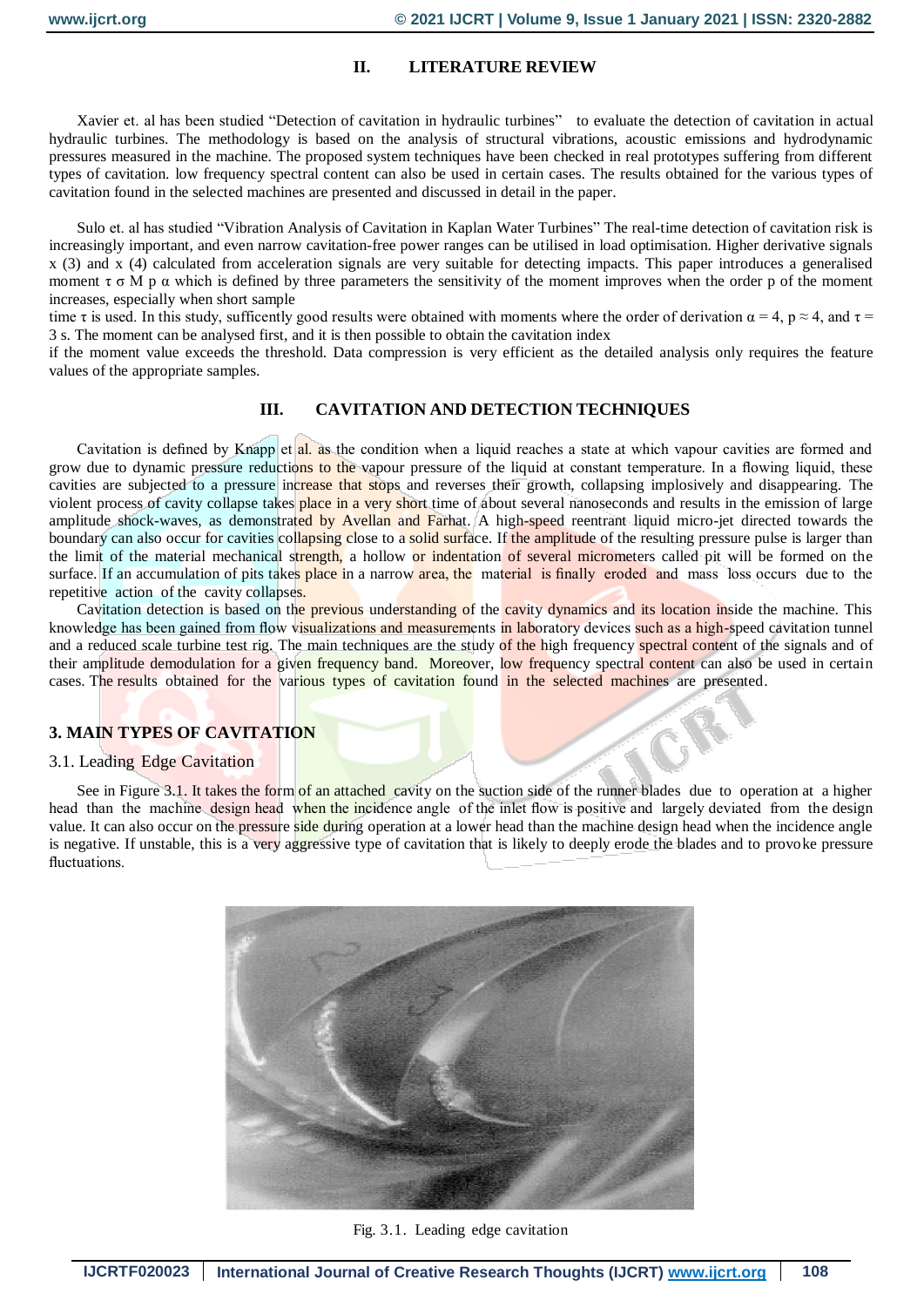## II. LITERATURE REVIEW

Xavier et. al has been studied "Detection of cavitation in hydraulic turbines" to evaluate the detection of cavitation in actual hydraulic turbines. The methodology is based on the analysis of structural vibrations, acoustic emissions and hydrodynamic pressures measured in the machine. The proposed system techniques have been checked in real prototypes suffering from different types of cavitation. low frequency spectral content can also be used in certain cases. The results obtained for the various types of cavitation found in the selected machines are presented and discussed in detail in the paper.

Sulo et. al has studied "Vibration Analysis of Cavitation in Kaplan Water Turbines" The real-time detection of cavitation risk is increasingly important, and even narrow cavitation-free power ranges can be utilised in load optimisation. Higher derivative signals x (3) and x (4) calculated from acceleration signals are very suitable for detecting impacts. This paper introduces a generalised moment τ σ M p α which is defined by three parameters the sensitivity of the moment improves when the order p of the moment increases, especially when short sample

time τ is used. In this study, suffcently good results were obtained with moments where the order of derivation $\alpha = 4$, $p \approx 4$, and $\tau = 3$ s. The moment can be analysed first, and it is then possible to obtain the cavitation index

if the moment value exceeds the threshold. Data compression is very efficient as the detailed analysis only requires the feature values of the appropriate samples.

## III. CAVITATION AND DETECTION TECHNIQUES

Cavitation is defined by Knapp et al. as the condition when a liquid reaches a state at which vapour cavities are formed and grow due to dynamic pressure reductions to the vapour pressure of the liquid at constant temperature. In a flowing liquid, these cavities are subjected to a pressure increase that stops and reverses their growth, collapsing implosively and disappearing. The violent process of cavity collapse takes place in a very short time of about several nanoseconds and results in the emission of large amplitude shock-waves, as demonstrated by Avellan and Farhat. A high-speed reentrant liquid micro-jet directed towards the boundary can also occur for cavities collapsing close to a solid surface. If the amplitude of the resulting pressure pulse is larger than the limit of the material mechanical strength, a hollow or indentation of several micrometers called pit will be formed on the surface. If an accumulation of pits takes place in a narrow area, the material is finally eroded and mass loss occurs due to the repetitive action of the cavity collapses.

Cavitation detection is based on the previous understanding of the cavity dynamics and its location inside the machine. This knowledge has been gained from flow visualizations and measurements in laboratory devices such as a high-speed cavitation tunnel and a reduced scale turbine test rig. The main techniques are the study of the high frequency spectral content of the signals and of their amplitude demodulation for a given frequency band. Moreover, low frequency spectral content can also be used in certain cases. The results obtained for the various types of cavitation found in the selected machines are presented.

## 3. MAIN TYPES OF CAVITATION

### 3.1. Leading Edge Cavitation

See in Figure 3.1. It takes the form of an attached cavity on the suction side of the runner blades due to operation at a higher head than the machine design head when the incidence angle of the inlet flow is positive and largely deviated from the design value. It can also occur on the pressure side during operation at a lower head than the machine design head when the incidence angle is negative. If unstable, this is a very aggressive type of cavitation that is likely to deeply erode the blades and to provoke pressure fluctuations.

Fig. 3.1. Leading edge cavitation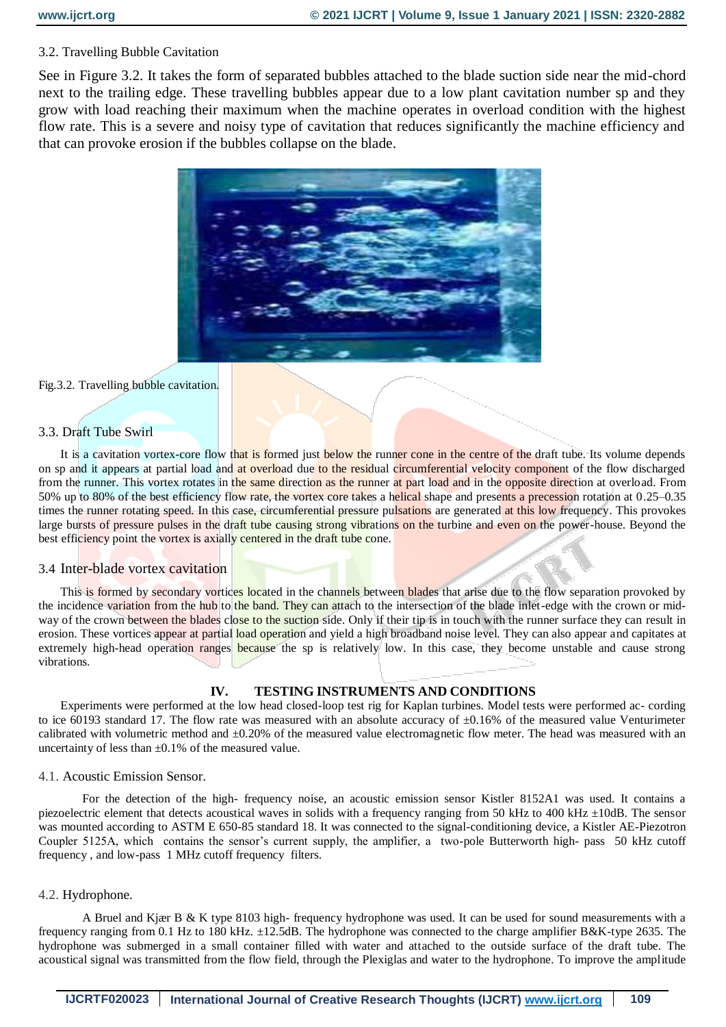### 3.2. Travelling Bubble Cavitation

See in Figure 3.2. It takes the form of separated bubbles attached to the blade suction side near the mid-chord next to the trailing edge. These travelling bubbles appear due to a low plant cavitation number sp and they grow with load reaching their maximum when the machine operates in overload condition with the highest flow rate. This is a severe and noisy type of cavitation that reduces significantly the machine efficiency and that can provoke erosion if the bubbles collapse on the blade.

Fig.3.2. Travelling bubble cavitation.

### 3.3. Draft Tube Swirl

It is a cavitation vortex-core flow that is formed just below the runner cone in the centre of the draft tube. Its volume depends on sp and it appears at partial load and at overload due to the residual circumferential velocity component of the flow discharged from the runner. This vortex rotates in the same direction as the runner at part load and in the opposite direction at overload. From 50% up to 80% of the best efficiency flow rate, the vortex core takes a helical shape and presents a precession rotation at 0.25–0.35 times the runner rotating speed. In this case, circumferential pressure pulsations are generated at this low frequency. This provokes large bursts of pressure pulses in the draft tube causing strong vibrations on the turbine and even on the power-house. Beyond the best efficiency point the vortex is axially centered in the draft tube cone.

### 3.4 Inter-blade vortex cavitation

This is formed by secondary vortices located in the channels between blades that arise due to the flow separation provoked by the incidence variation from the hub to the band. They can attach to the intersection of the blade inlet-edge with the crown or mid-way of the crown between the blades close to the suction side. Only if their tip is in touch with the runner surface they can result in erosion. These vortices appear at partial load operation and yield a high broadband noise level. They can also appear and capitates at extremely high-head operation ranges because the sp is relatively low. In this case, they become unstable and cause strong vibrations.

## IV. TESTING INSTRUMENTS AND CONDITIONS

Experiments were performed at the low head closed-loop test rig for Kaplan turbines. Model tests were performed ac- cording to ice 60193 standard 17. The flow rate was measured with an absolute accuracy of ±0.16% of the measured value Venturimeter calibrated with volumetric method and ±0.20% of the measured value electromagnetic flow meter. The head was measured with an uncertainty of less than ±0.1% of the measured value.

### 4.1. Acoustic Emission Sensor.

For the detection of the high- frequency noise, an acoustic emission sensor Kistler 8152A1 was used. It contains a piezoelectric element that detects acoustical waves in solids with a frequency ranging from 50 kHz to 400 kHz ±10dB. The sensor was mounted according to ASTM E 650-85 standard 18. It was connected to the signal-conditioning device, a Kistler AE-Piezotron Coupler 5125A, which contains the sensor's current supply, the amplifier, a two-pole Butterworth high- pass 50 kHz cutoff frequency , and low-pass 1 MHz cutoff frequency filters.

### 4.2. Hydrophone.

A Bruel and Kjær B & K type 8103 high- frequency hydrophone was used. It can be used for sound measurements with a frequency ranging from 0.1 Hz to 180 kHz. ±12.5dB. The hydrophone was connected to the charge amplifier B&K-type 2635. The hydrophone was submerged in a small container filled with water and attached to the outside surface of the draft tube. The acoustical signal was transmitted from the flow field, through the Plexiglas and water to the hydrophone. To improve the amplitude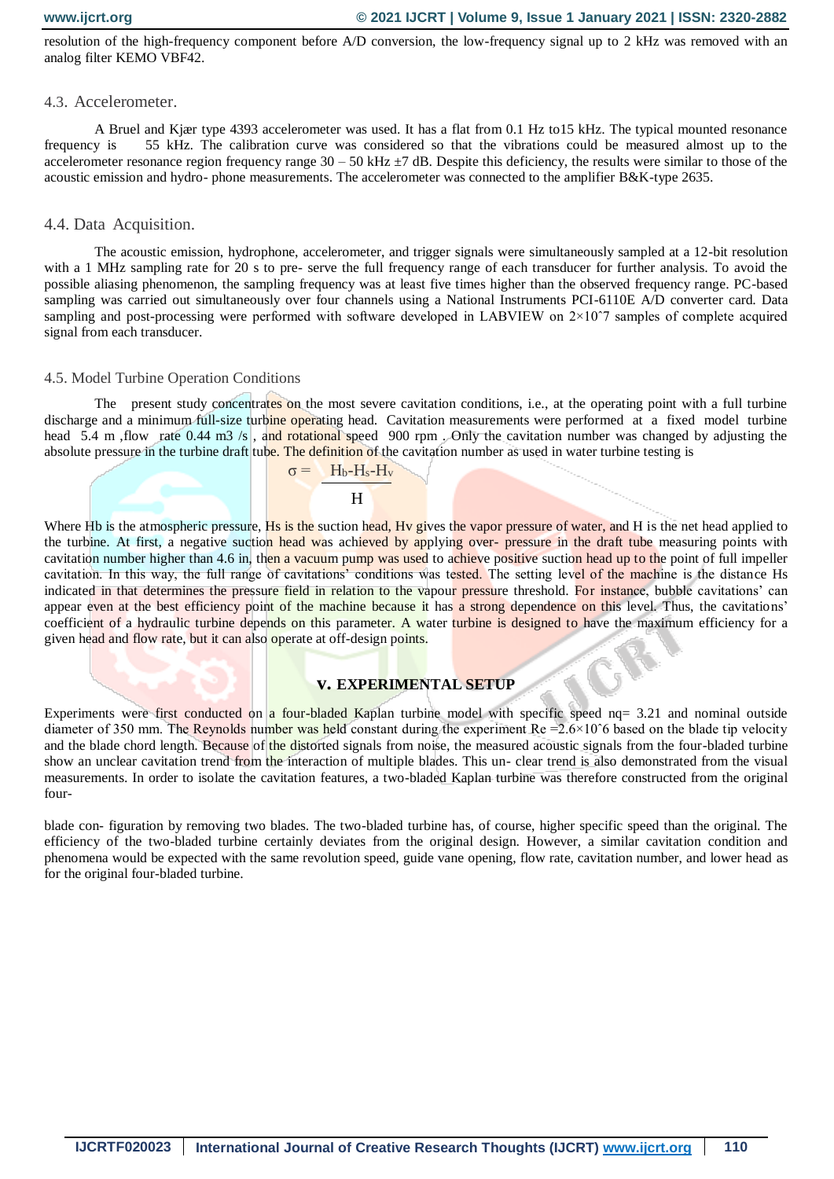resolution of the high-frequency component before A/D conversion, the low-frequency signal up to 2 kHz was removed with an analog filter KEMO VBF42.

### 4.3. Accelerometer.

A Bruel and Kjær type 4393 accelerometer was used. It has a flat from 0.1 Hz to15 kHz. The typical mounted resonance frequency is 55 kHz. The calibration curve was considered so that the vibrations could be measured almost up to the accelerometer resonance region frequency range 30 – 50 kHz ±7 dB. Despite this deficiency, the results were similar to those of the acoustic emission and hydro- phone measurements. The accelerometer was connected to the amplifier B&K-type 2635.

### 4.4. Data Acquisition.

The acoustic emission, hydrophone, accelerometer, and trigger signals were simultaneously sampled at a 12-bit resolution with a 1 MHz sampling rate for 20 s to pre- serve the full frequency range of each transducer for further analysis. To avoid the possible aliasing phenomenon, the sampling frequency was at least five times higher than the observed frequency range. PC-based sampling was carried out simultaneously over four channels using a National Instruments PCI-6110E A/D converter card. Data sampling and post-processing were performed with software developed in LABVIEW on $2\times10^7$ samples of complete acquired signal from each transducer.

### 4.5. Model Turbine Operation Conditions

The present study concentrates on the most severe cavitation conditions, i.e., at the operating point with a full turbine discharge and a minimum full-size turbine operating head. Cavitation measurements were performed at a fixed model turbine head 5.4 m ,flow rate 0.44 m3 /s , and rotational speed 900 rpm . Only the cavitation number was changed by adjusting the absolute pressure in the turbine draft tube. The definition of the cavitation number as used in water turbine testing is

$$\sigma = \frac{H_b - H_s - H_v}{H}$$

Where $H_b$ is the atmospheric pressure, $H_s$ is the suction head, $H_v$ gives the vapor pressure of water, and H is the net head applied to the turbine. At first, a negative suction head was achieved by applying over- pressure in the draft tube measuring points with cavitation number higher than 4.6 in, then a vacuum pump was used to achieve positive suction head up to the point of full impeller cavitation. In this way, the full range of cavitations' conditions was tested. The setting level of the machine is the distance Hs indicated in that determines the pressure field in relation to the vapour pressure threshold. For instance, bubble cavitations' can appear even at the best efficiency point of the machine because it has a strong dependence on this level. Thus, the cavitations' coefficient of a hydraulic turbine depends on this parameter. A water turbine is designed to have the maximum efficiency for a given head and flow rate, but it can also operate at off-design points.

## V. EXPERIMENTAL SETUP

Experiments were first conducted on a four-bladed Kaplan turbine model with specific speed nq= 3.21 and nominal outside diameter of 350 mm. The Reynolds number was held constant during the experiment Re $=2.6\times10^6$ based on the blade tip velocity and the blade chord length. Because of the distorted signals from noise, the measured acoustic signals from the four-bladed turbine show an unclear cavitation trend from the interaction of multiple blades. This un- clear trend is also demonstrated from the visual measurements. In order to isolate the cavitation features, a two-bladed Kaplan turbine was therefore constructed from the original four-

blade con- figuration by removing two blades. The two-bladed turbine has, of course, higher specific speed than the original. The efficiency of the two-bladed turbine certainly deviates from the original design. However, a similar cavitation condition and phenomena would be expected with the same revolution speed, guide vane opening, flow rate, cavitation number, and lower head as for the original four-bladed turbine.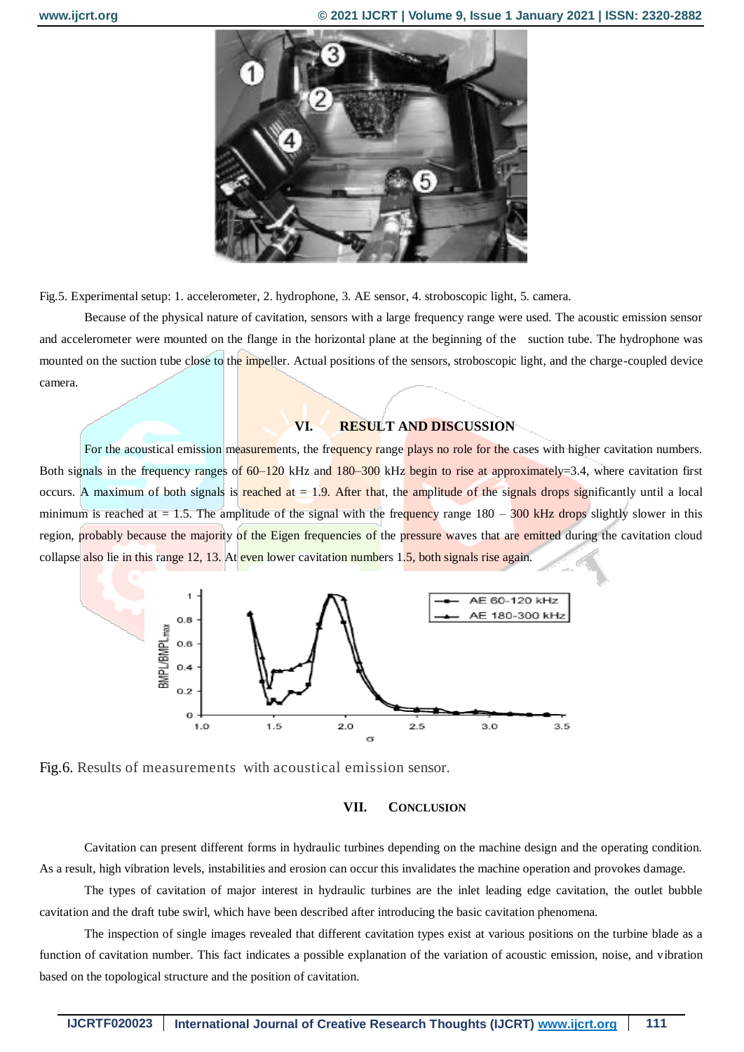Fig.5. Experimental setup: 1. accelerometer, 2. hydrophone, 3. AE sensor, 4. stroboscopic light, 5. camera.

Because of the physical nature of cavitation, sensors with a large frequency range were used. The acoustic emission sensor and accelerometer were mounted on the flange in the horizontal plane at the beginning of the suction tube. The hydrophone was mounted on the suction tube close to the impeller. Actual positions of the sensors, stroboscopic light, and the charge-coupled device camera.

## VI. RESULT AND DISCUSSION

For the acoustical emission measurements, the frequency range plays no role for the cases with higher cavitation numbers. Both signals in the frequency ranges of 60–120 kHz and 180–300 kHz begin to rise at approximately=3.4, where cavitation first occurs. A maximum of both signals is reached at = 1.9. After that, the amplitude of the signals drops significantly until a local minimum is reached at = 1.5. The amplitude of the signal with the frequency range 180 – 300 kHz drops slightly slower in this region, probably because the majority of the Eigen frequencies of the pressure waves that are emitted during the cavitation cloud collapse also lie in this range 12, 13. At even lower cavitation numbers 1.5, both signals rise again.

Fig.6. Results of measurements with acoustical emission sensor.

## VII. CONCLUSION

Cavitation can present different forms in hydraulic turbines depending on the machine design and the operating condition. As a result, high vibration levels, instabilities and erosion can occur this invalidates the machine operation and provokes damage.

The types of cavitation of major interest in hydraulic turbines are the inlet leading edge cavitation, the outlet bubble cavitation and the draft tube swirl, which have been described after introducing the basic cavitation phenomena.

The inspection of single images revealed that different cavitation types exist at various positions on the turbine blade as a function of cavitation number. This fact indicates a possible explanation of the variation of acoustic emission, noise, and vibration based on the topological structure and the position of cavitation.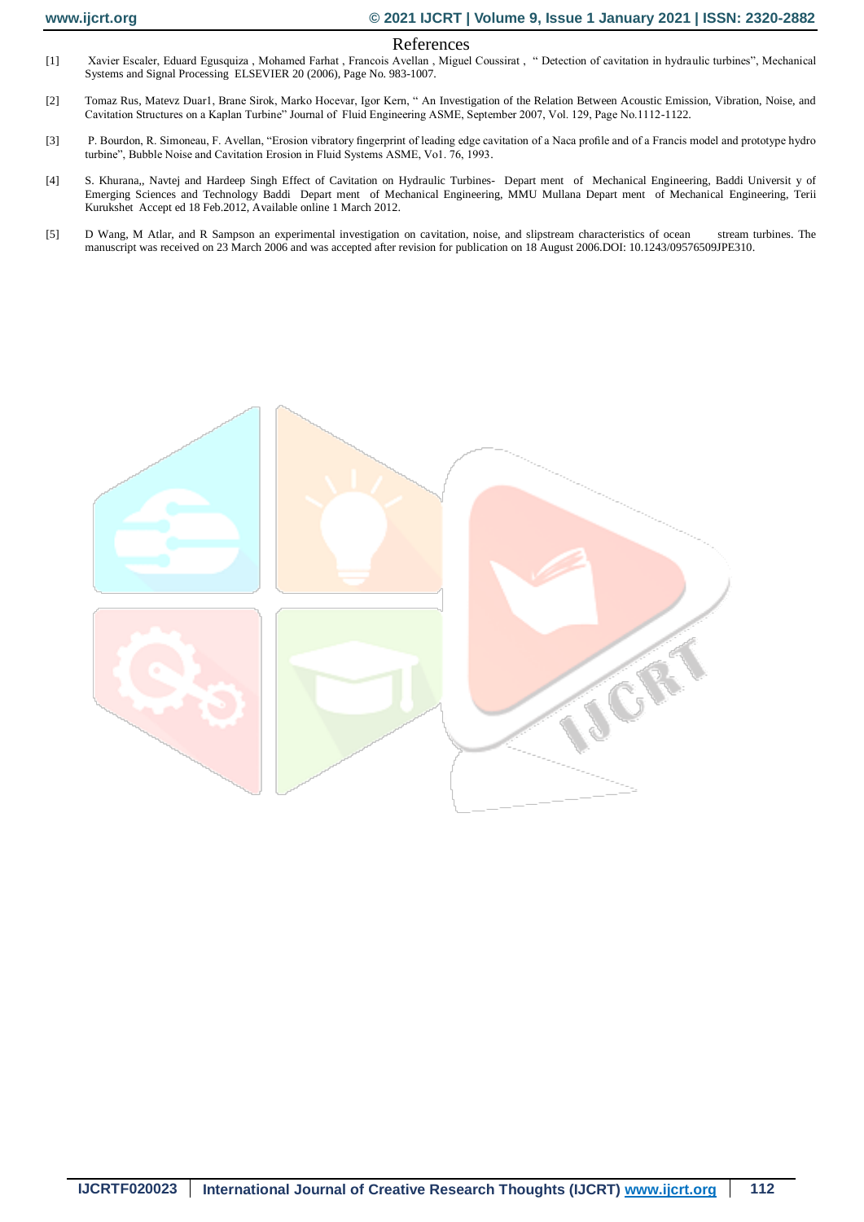## References

[1] Xavier Escaler, Eduard Egusquiza , Mohamed Farhat , Francois Avellan , Miguel Coussirat , " Detection of cavitation in hydraulic turbines", Mechanical Systems and Signal Processing ELSEVIER 20 (2006), Page No. 983-1007.

[2] Tomaz Rus, Matevz Duar1, Brane Sirok, Marko Hocevar, Igor Kern, " An Investigation of the Relation Between Acoustic Emission, Vibration, Noise, and Cavitation Structures on a Kaplan Turbine" Journal of Fluid Engineering ASME, September 2007, Vol. 129, Page No.1112-1122.

[3] P. Bourdon, R. Simoneau, F. Avellan, "Erosion vibratory fingerprint of leading edge cavitation of a Naca profile and of a Francis model and prototype hydro turbine", Bubble Noise and Cavitation Erosion in Fluid Systems ASME, Vo1. 76, 1993.

[4] S. Khurana,, Navtej and Hardeep Singh Effect of Cavitation on Hydraulic Turbines- Depart ment of Mechanical Engineering, Baddi Universit y of Emerging Sciences and Technology Baddi Depart ment of Mechanical Engineering, MMU Mullana Depart ment of Mechanical Engineering, Terii Kurukshet Accept ed 18 Feb.2012, Available online 1 March 2012.

[5] D Wang, M Atlar, and R Sampson an experimental investigation on cavitation, noise, and slipstream characteristics of ocean stream turbines. The manuscript was received on 23 March 2006 and was accepted after revision for publication on 18 August 2006.DOI: 10.1243/09576509JPE310.